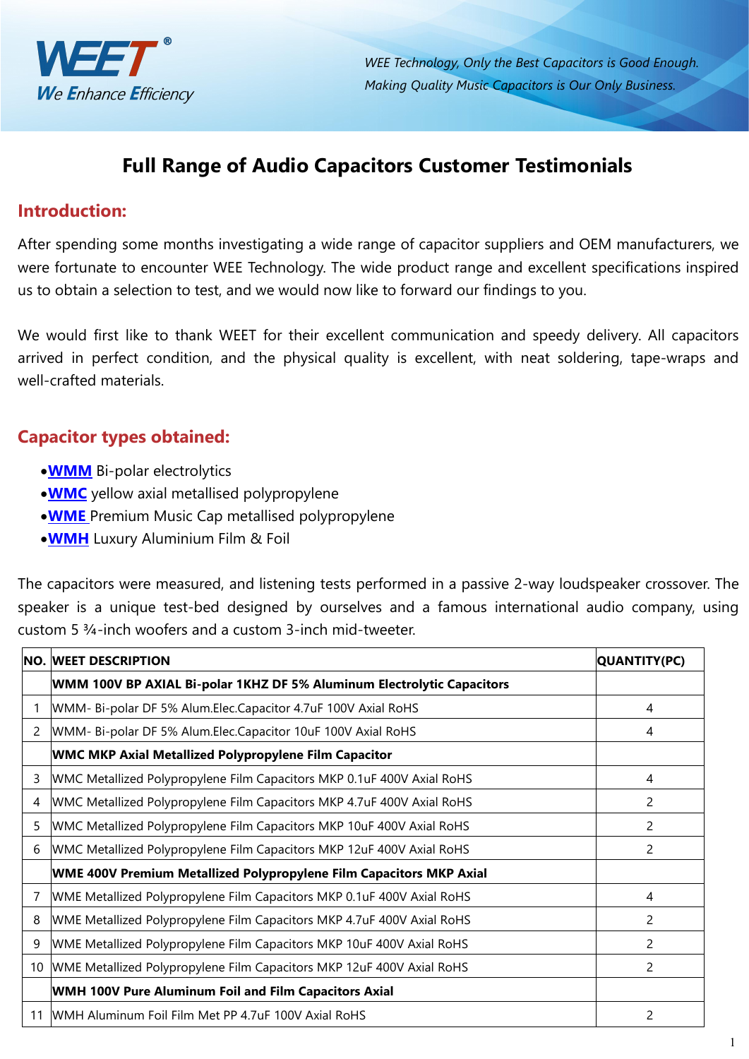WEET®
We Enhance Efficiency

*WEE Technology, Only the Best Capacitors is Good Enough.*
*Making Quality Music Capacitors is Our Only Business.*

# Full Range of Audio Capacitors Customer Testimonials

## Introduction:

After spending some months investigating a wide range of capacitor suppliers and OEM manufacturers, we were fortunate to encounter WEE Technology. The wide product range and excellent specifications inspired us to obtain a selection to test, and we would now like to forward our findings to you.

We would first like to thank WEET for their excellent communication and speedy delivery. All capacitors arrived in perfect condition, and the physical quality is excellent, with neat soldering, tape-wraps and well-crafted materials.

## Capacitor types obtained:

- **WMM** Bi-polar electrolytics
- **WMC** yellow axial metallised polypropylene
- **WME** Premium Music Cap metallised polypropylene
- **WMH** Luxury Aluminium Film & Foil

The capacitors were measured, and listening tests performed in a passive 2-way loudspeaker crossover. The speaker is a unique test-bed designed by ourselves and a famous international audio company, using custom 5 ¾-inch woofers and a custom 3-inch mid-tweeter.

| NO. | WEET DESCRIPTION | QUANTITY(PC) |
|---|---|---|
| | **WMM 100V BP AXIAL Bi-polar 1KHZ DF 5% Aluminum Electrolytic Capacitors** | |
| 1 | WMM- Bi-polar DF 5% Alum.Elec.Capacitor 4.7uF 100V Axial RoHS | 4 |
| 2 | WMM- Bi-polar DF 5% Alum.Elec.Capacitor 10uF 100V Axial RoHS | 4 |
| | **WMC MKP Axial Metallized Polypropylene Film Capacitor** | |
| 3 | WMC Metallized Polypropylene Film Capacitors MKP 0.1uF 400V Axial RoHS | 4 |
| 4 | WMC Metallized Polypropylene Film Capacitors MKP 4.7uF 400V Axial RoHS | 2 |
| 5 | WMC Metallized Polypropylene Film Capacitors MKP 10uF 400V Axial RoHS | 2 |
| 6 | WMC Metallized Polypropylene Film Capacitors MKP 12uF 400V Axial RoHS | 2 |
| | **WME 400V Premium Metallized Polypropylene Film Capacitors MKP Axial** | |
| 7 | WME Metallized Polypropylene Film Capacitors MKP 0.1uF 400V Axial RoHS | 4 |
| 8 | WME Metallized Polypropylene Film Capacitors MKP 4.7uF 400V Axial RoHS | 2 |
| 9 | WME Metallized Polypropylene Film Capacitors MKP 10uF 400V Axial RoHS | 2 |
| 10 | WME Metallized Polypropylene Film Capacitors MKP 12uF 400V Axial RoHS | 2 |
| | **WMH 100V Pure Aluminum Foil and Film Capacitors Axial** | |
| 11 | WMH Aluminum Foil Film Met PP 4.7uF 100V Axial RoHS | 2 |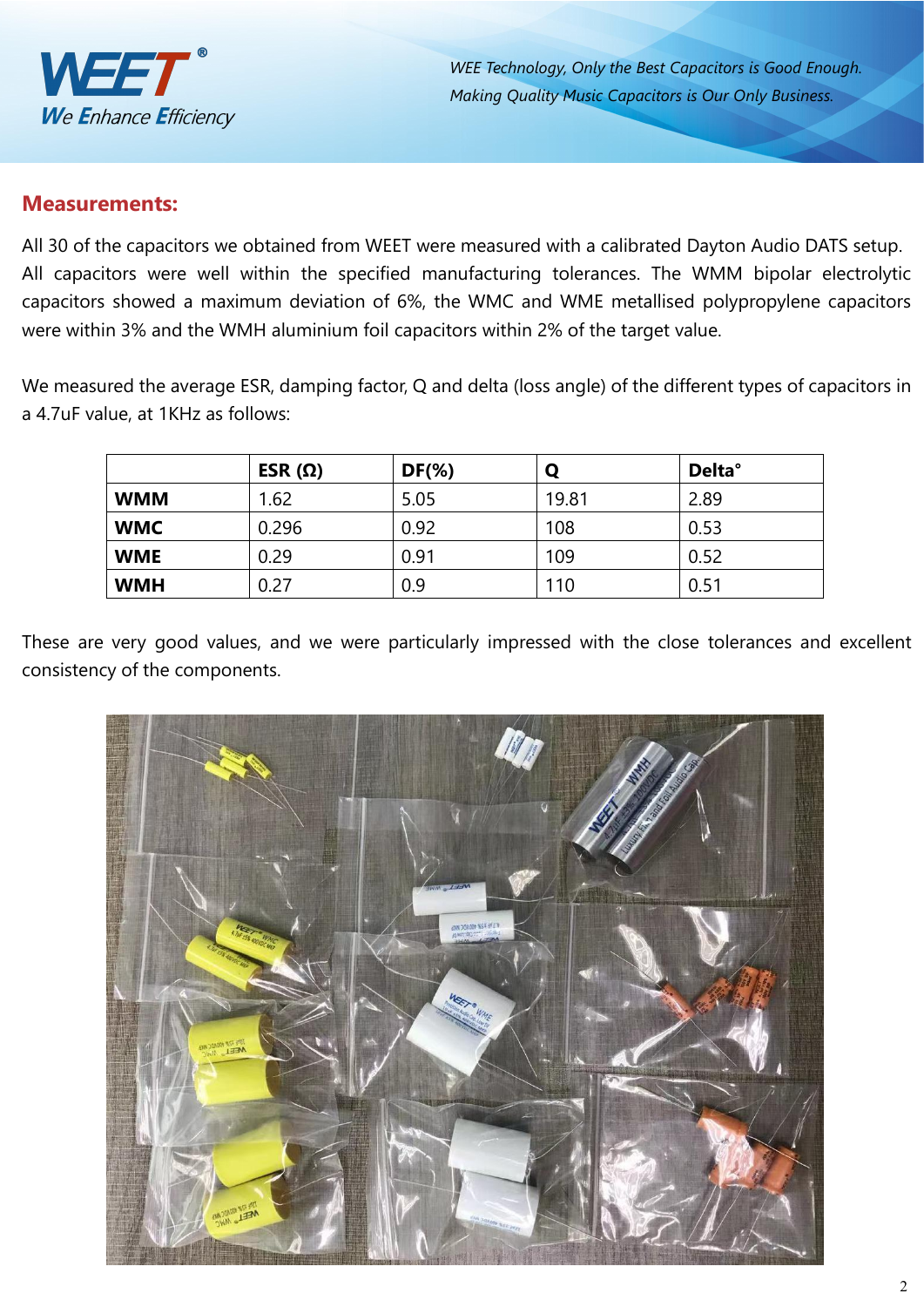## Measurements:

All 30 of the capacitors we obtained from WEET were measured with a calibrated Dayton Audio DATS setup. All capacitors were well within the specified manufacturing tolerances. The WMM bipolar electrolytic capacitors showed a maximum deviation of 6%, the WMC and WME metallised polypropylene capacitors were within 3% and the WMH aluminium foil capacitors within 2% of the target value.

We measured the average ESR, damping factor, Q and delta (loss angle) of the different types of capacitors in a 4.7uF value, at 1KHz as follows:

| | ESR (Ω) | DF(%) | Q | Delta° |
|---|---|---|---|---|
| **WMM** | 1.62 | 5.05 | 19.81 | 2.89 |
| **WMC** | 0.296 | 0.92 | 108 | 0.53 |
| **WME** | 0.29 | 0.91 | 109 | 0.52 |
| **WMH** | 0.27 | 0.9 | 110 | 0.51 |

These are very good values, and we were particularly impressed with the close tolerances and excellent consistency of the components.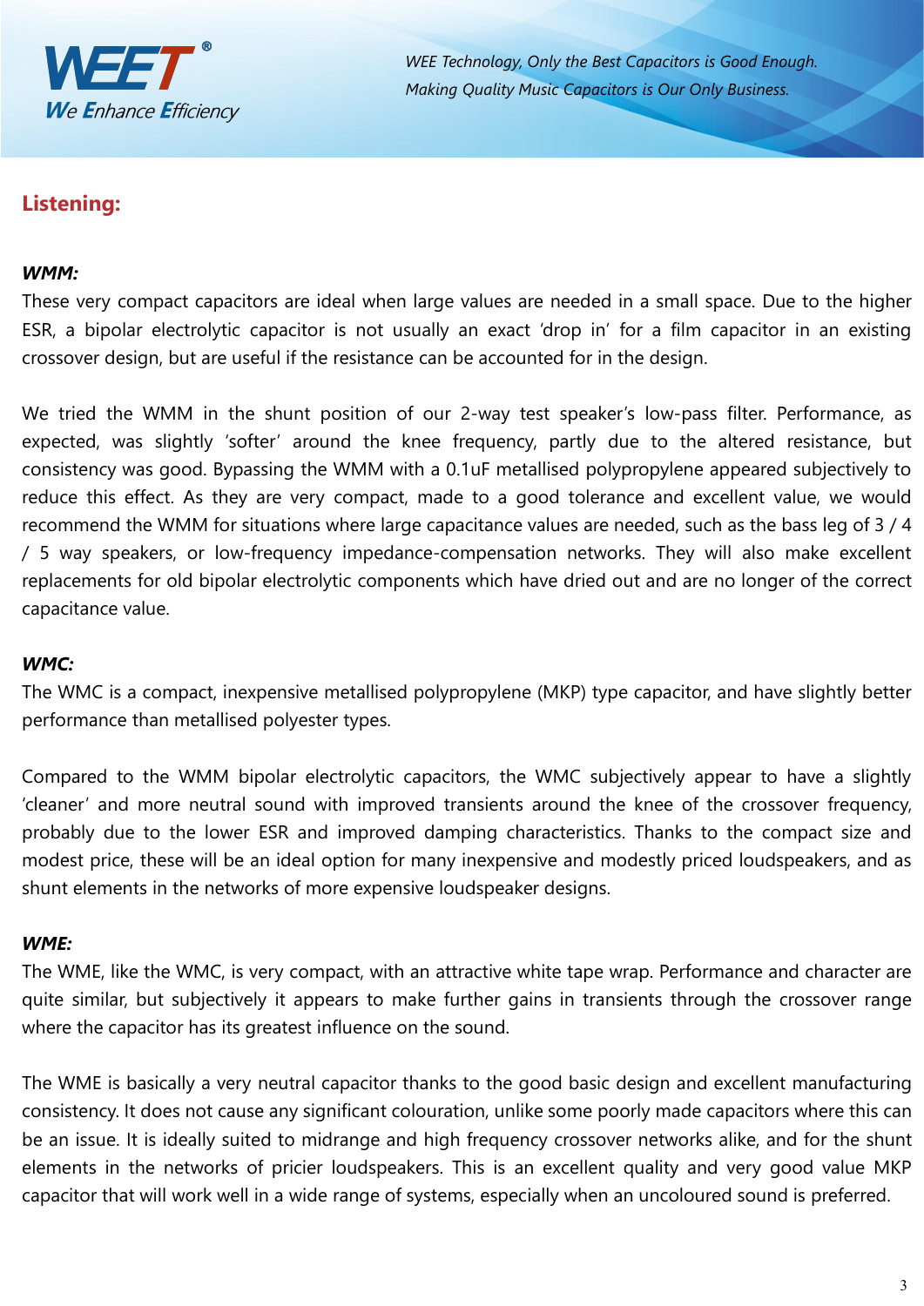## Listening:

***WMM:***

These very compact capacitors are ideal when large values are needed in a small space. Due to the higher ESR, a bipolar electrolytic capacitor is not usually an exact 'drop in' for a film capacitor in an existing crossover design, but are useful if the resistance can be accounted for in the design.

We tried the WMM in the shunt position of our 2-way test speaker's low-pass filter. Performance, as expected, was slightly 'softer' around the knee frequency, partly due to the altered resistance, but consistency was good. Bypassing the WMM with a 0.1uF metallised polypropylene appeared subjectively to reduce this effect. As they are very compact, made to a good tolerance and excellent value, we would recommend the WMM for situations where large capacitance values are needed, such as the bass leg of 3 / 4 / 5 way speakers, or low-frequency impedance-compensation networks. They will also make excellent replacements for old bipolar electrolytic components which have dried out and are no longer of the correct capacitance value.

***WMC:***

The WMC is a compact, inexpensive metallised polypropylene (MKP) type capacitor, and have slightly better performance than metallised polyester types.

Compared to the WMM bipolar electrolytic capacitors, the WMC subjectively appear to have a slightly 'cleaner' and more neutral sound with improved transients around the knee of the crossover frequency, probably due to the lower ESR and improved damping characteristics. Thanks to the compact size and modest price, these will be an ideal option for many inexpensive and modestly priced loudspeakers, and as shunt elements in the networks of more expensive loudspeaker designs.

***WME:***

The WME, like the WMC, is very compact, with an attractive white tape wrap. Performance and character are quite similar, but subjectively it appears to make further gains in transients through the crossover range where the capacitor has its greatest influence on the sound.

The WME is basically a very neutral capacitor thanks to the good basic design and excellent manufacturing consistency. It does not cause any significant colouration, unlike some poorly made capacitors where this can be an issue. It is ideally suited to midrange and high frequency crossover networks alike, and for the shunt elements in the networks of pricier loudspeakers. This is an excellent quality and very good value MKP capacitor that will work well in a wide range of systems, especially when an uncoloured sound is preferred.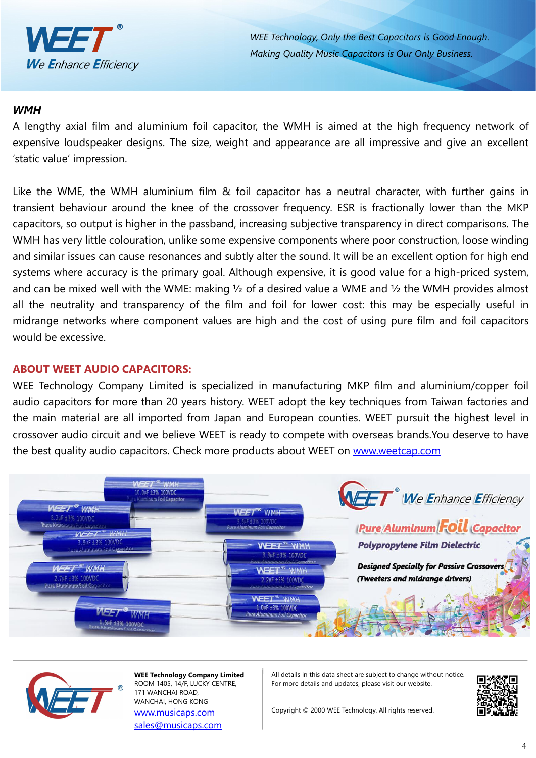**WMH**

A lengthy axial film and aluminium foil capacitor, the WMH is aimed at the high frequency network of expensive loudspeaker designs. The size, weight and appearance are all impressive and give an excellent 'static value' impression.

Like the WME, the WMH aluminium film & foil capacitor has a neutral character, with further gains in transient behaviour around the knee of the crossover frequency. ESR is fractionally lower than the MKP capacitors, so output is higher in the passband, increasing subjective transparency in direct comparisons. The WMH has very little colouration, unlike some expensive components where poor construction, loose winding and similar issues can cause resonances and subtly alter the sound. It will be an excellent option for high end systems where accuracy is the primary goal. Although expensive, it is good value for a high-priced system, and can be mixed well with the WME: making ½ of a desired value a WME and ½ the WMH provides almost all the neutrality and transparency of the film and foil for lower cost: this may be especially useful in midrange networks where component values are high and the cost of using pure film and foil capacitors would be excessive.

## ABOUT WEET AUDIO CAPACITORS:

WEE Technology Company Limited is specialized in manufacturing MKP film and aluminium/copper foil audio capacitors for more than 20 years history. WEET adopt the key techniques from Taiwan factories and the main material are all imported from Japan and European counties. WEET pursuit the highest level in crossover audio circuit and we believe WEET is ready to compete with overseas brands.You deserve to have the best quality audio capacitors. Check more products about WEET on www.weetcap.com

**WEE Technology Company Limited**
ROOM 1405, 14/F, LUCKY CENTRE,
171 WANCHAI ROAD,
WANCHAI, HONG KONG
www.musicaps.com
sales@musicaps.com

All details in this data sheet are subject to change without notice.
For more details and updates, please visit our website.

Copyright © 2000 WEE Technology, All rights reserved.